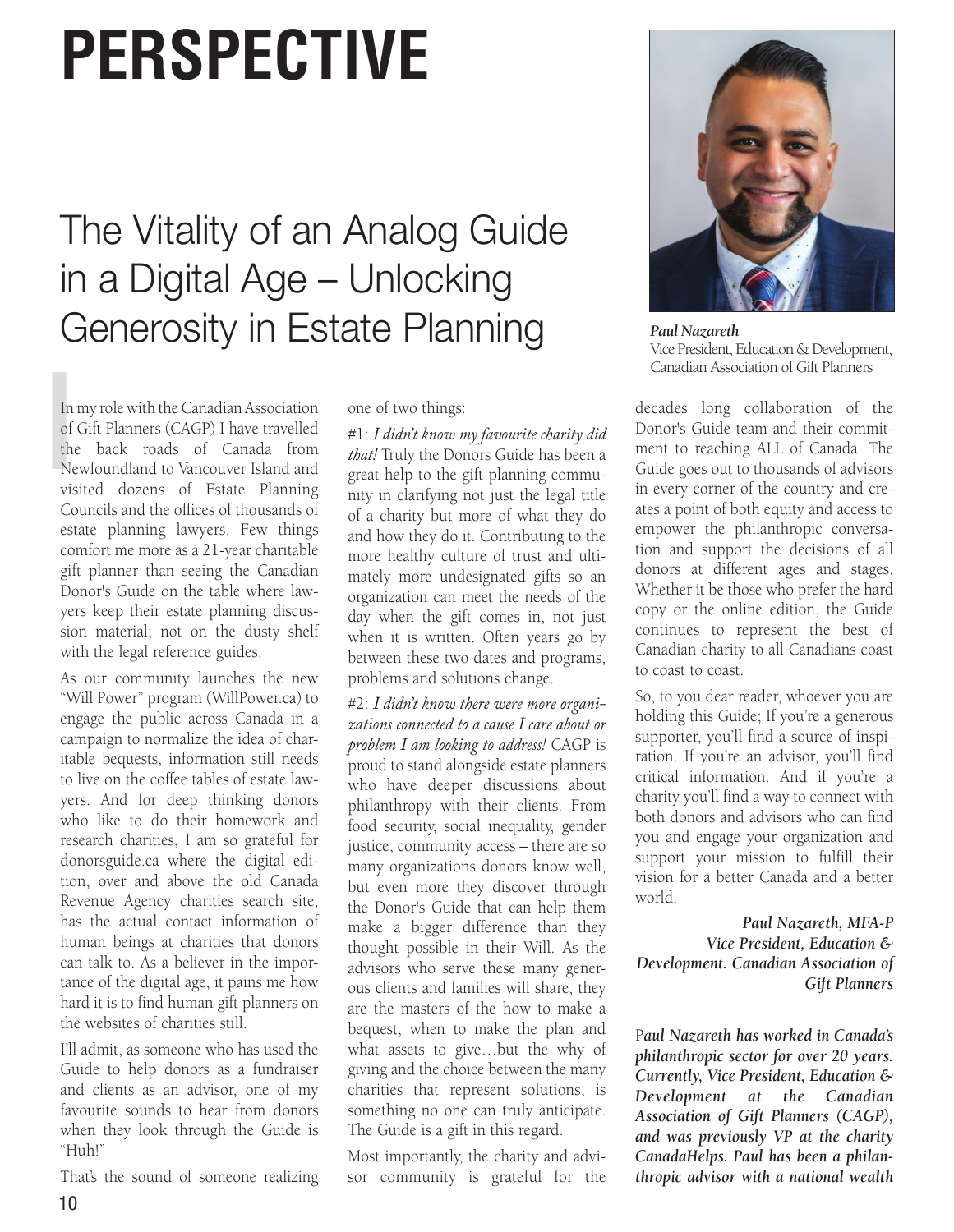# PERSPECTIVE

## The Vitality of an Analog Guide in a Digital Age – Unlocking Generosity in Estate Planning

***Paul Nazareth***
Vice President, Education & Development, Canadian Association of Gift Planners

In my role with the Canadian Association of Gift Planners (CAGP) I have travelled the back roads of Canada from Newfoundland to Vancouver Island and visited dozens of Estate Planning Councils and the offices of thousands of estate planning lawyers. Few things comfort me more as a 21-year charitable gift planner than seeing the Canadian Donor's Guide on the table where lawyers keep their estate planning discussion material; not on the dusty shelf with the legal reference guides.

As our community launches the new "Will Power" program (WillPower.ca) to engage the public across Canada in a campaign to normalize the idea of charitable bequests, information still needs to live on the coffee tables of estate lawyers. And for deep thinking donors who like to do their homework and research charities, I am so grateful for donorsguide.ca where the digital edition, over and above the old Canada Revenue Agency charities search site, has the actual contact information of human beings at charities that donors can talk to. As a believer in the importance of the digital age, it pains me how hard it is to find human gift planners on the websites of charities still.

I'll admit, as someone who has used the Guide to help donors as a fundraiser and clients as an advisor, one of my favourite sounds to hear from donors when they look through the Guide is "Huh!"

That's the sound of someone realizing one of two things:

#1: *I didn't know my favourite charity did that!* Truly the Donors Guide has been a great help to the gift planning community in clarifying not just the legal title of a charity but more of what they do and how they do it. Contributing to the more healthy culture of trust and ultimately more undesignated gifts so an organization can meet the needs of the day when the gift comes in, not just when it is written. Often years go by between these two dates and programs, problems and solutions change.

#2: *I didn't know there were more organizations connected to a cause I care about or problem I am looking to address!* CAGP is proud to stand alongside estate planners who have deeper discussions about philanthropy with their clients. From food security, social inequality, gender justice, community access – there are so many organizations donors know well, but even more they discover through the Donor's Guide that can help them make a bigger difference than they thought possible in their Will. As the advisors who serve these many generous clients and families will share, they are the masters of the how to make a bequest, when to make the plan and what assets to give…but the why of giving and the choice between the many charities that represent solutions, is something no one can truly anticipate. The Guide is a gift in this regard.

Most importantly, the charity and advisor community is grateful for the decades long collaboration of the Donor's Guide team and their commitment to reaching ALL of Canada. The Guide goes out to thousands of advisors in every corner of the country and creates a point of both equity and access to empower the philanthropic conversation and support the decisions of all donors at different ages and stages. Whether it be those who prefer the hard copy or the online edition, the Guide continues to represent the best of Canadian charity to all Canadians coast to coast to coast.

So, to you dear reader, whoever you are holding this Guide; If you're a generous supporter, you'll find a source of inspiration. If you're an advisor, you'll find critical information. And if you're a charity you'll find a way to connect with both donors and advisors who can find you and engage your organization and support your mission to fulfill their vision for a better Canada and a better world.

***Paul Nazareth, MFA-P***
***Vice President, Education & Development. Canadian Association of Gift Planners***

***Paul Nazareth has worked in Canada's philanthropic sector for over 20 years. Currently, Vice President, Education & Development at the Canadian Association of Gift Planners (CAGP), and was previously VP at the charity CanadaHelps. Paul has been a philanthropic advisor with a national wealth***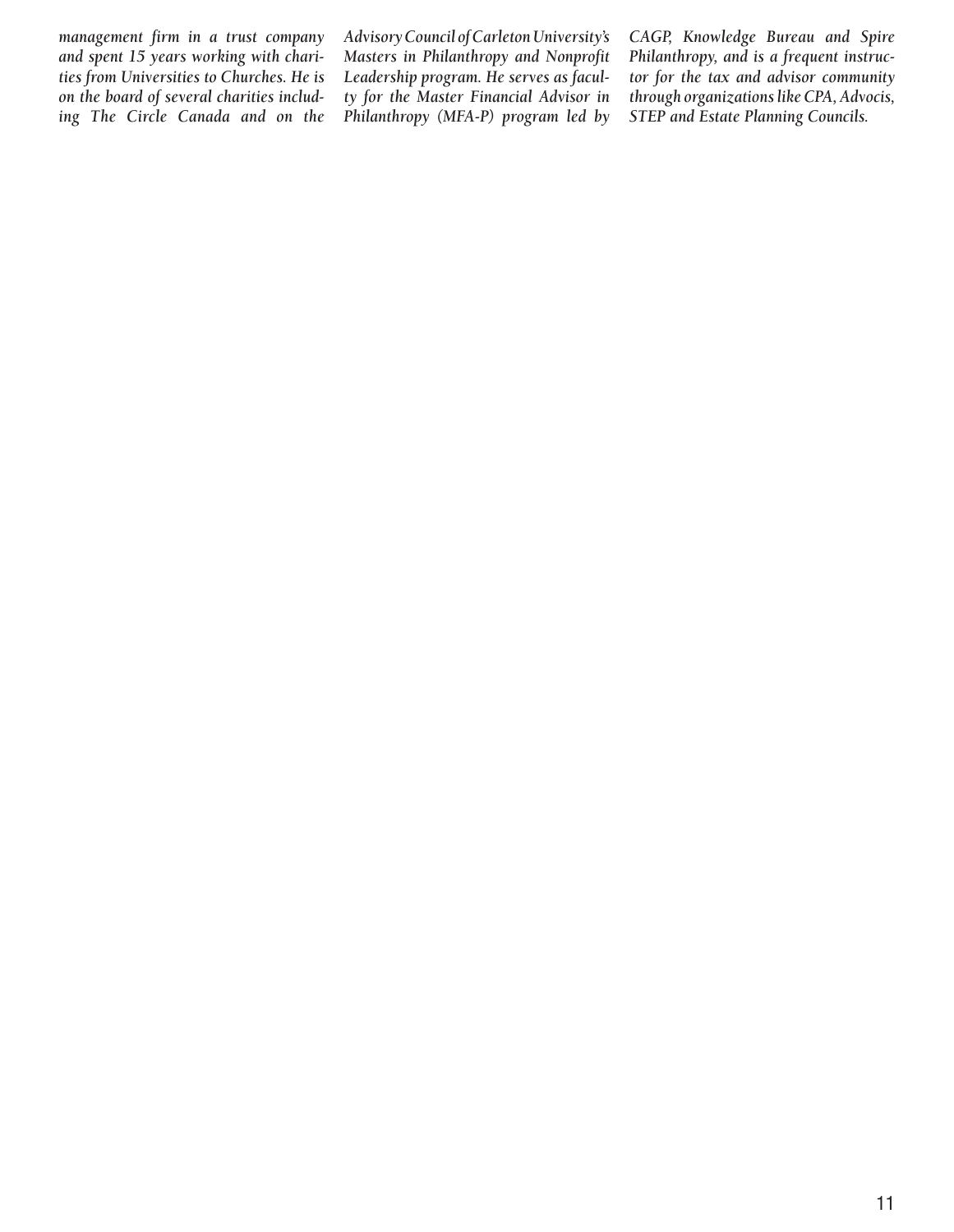*management firm in a trust company and spent 15 years working with charities from Universities to Churches. He is on the board of several charities including The Circle Canada and on the Advisory Council of Carleton University's Masters in Philanthropy and Nonprofit Leadership program. He serves as faculty for the Master Financial Advisor in Philanthropy (MFA-P) program led by CAGP, Knowledge Bureau and Spire Philanthropy, and is a frequent instructor for the tax and advisor community through organizations like CPA, Advocis, STEP and Estate Planning Councils.*